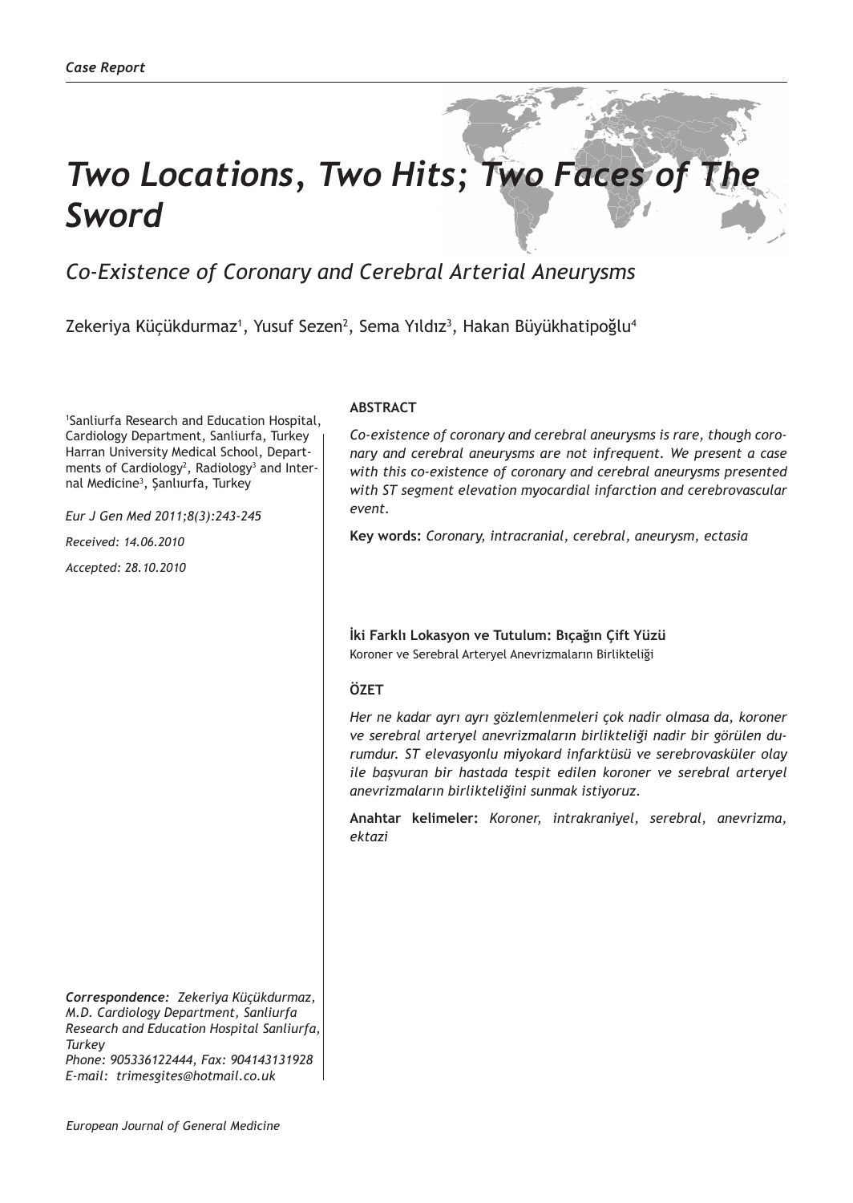*Case Report*

# *Two Locations, Two Hits; Two Faces of The Sword*

## *Co-Existence of Coronary and Cerebral Arterial Aneurysms*

Zekeriya Küçükdurmaz[1], Yusuf Sezen[2], Sema Yıldız[3], Hakan Büyükhatipoğlu[4]

[1]Sanliurfa Research and Education Hospital, Cardiology Department, Sanliurfa, Turkey
Harran University Medical School, Departments of Cardiology[2], Radiology[3] and Internal Medicine[3], Şanlıurfa, Turkey

*Eur J Gen Med 2011;8(3):243-245*

*Received: 14.06.2010*

*Accepted: 28.10.2010*

**ABSTRACT**

*Co-existence of coronary and cerebral aneurysms is rare, though coronary and cerebral aneurysms are not infrequent. We present a case with this co-existence of coronary and cerebral aneurysms presented with ST segment elevation myocardial infarction and cerebrovascular event.*

**Key words:** *Coronary, intracranial, cerebral, aneurysm, ectasia*

**İki Farklı Lokasyon ve Tutulum: Bıçağın Çift Yüzü**
Koroner ve Serebral Arteryel Anevrizmaların Birlikteliği

**ÖZET**

*Her ne kadar ayrı ayrı gözlemlenmeleri çok nadir olmasa da, koroner ve serebral arteryel anevrizmaların birlikteliği nadir bir görülen durumdur. ST elevasyonlu miyokard infarktüsü ve serebrovasküler olay ile başvuran bir hastada tespit edilen koroner ve serebral arteryel anevrizmaların birlikteliğini sunmak istiyoruz.*

**Anahtar kelimeler:** *Koroner, intrakraniyel, serebral, anevrizma, ektazi*

***Correspondence:*** *Zekeriya Küçükdurmaz, M.D. Cardiology Department, Sanliurfa Research and Education Hospital Sanliurfa, Turkey*
*Phone: 905336122444, Fax: 904143131928*
*E-mail: trimesgites@hotmail.co.uk*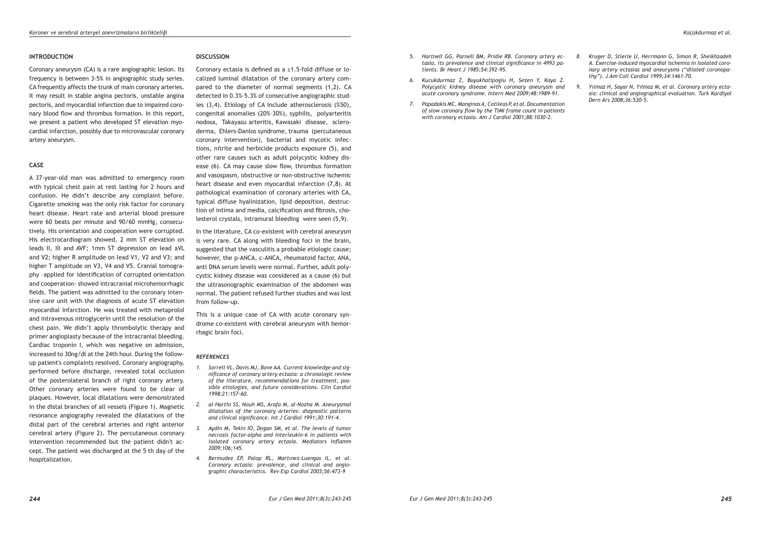## INTRODUCTION

Coronary aneurysm (CA) is a rare angiographic lesion. Its frequency is between 3-5% in angiographic study series. CA frequently affects the trunk of main coronary arteries. It may result in stable angina pectoris, unstable angina pectoris, and myocardial infarction due to impaired coronary blood flow and thrombus formation. In this report, we present a patient who developed ST elevation myocardial infarction, possibly due to microvascular coronary artery aneurysm.

## CASE

A 37-year-old man was admitted to emergency room with typical chest pain at rest lasting for 2 hours and confusion. He didn't describe any complaint before. Cigarette smoking was the only risk factor for coronary heart disease. Heart rate and arterial blood pressure were 60 beats per minute and 90/60 mmHg, consecutively. His orientation and cooperation were corrupted. His electrocardiogram showed, 2 mm ST elevation on leads II, III and AVF; 1mm ST depression on lead aVL and V2; higher R amplitude on lead V1, V2 and V3; and higher T amplitude on V3, V4 and V5. Cranial tomography -applied for identification of corrupted orientation and cooperation- showed intracranial microhemorrhagic fields. The patient was admitted to the coronary intensive care unit with the diagnosis of acute ST elevation myocardial infarction. He was treated with metaprolol and intravenous nitroglycerin until the resolution of the chest pain. We didn't apply thrombolytic therapy and primer angioplasty because of the intracranial bleeding. Cardiac troponin I, which was negative on admission, increased to 30ng/dl at the 24th hour. During the follow-up patient's complaints resolved. Coronary angiography, performed before discharge, revealed total occlusion of the posterolateral branch of right coronary artery. Other coronary arteries were found to be clear of plaques. However, local dilatations were demonstrated in the distal branches of all vessels (Figure 1). Magnetic resonance angiography revealed the dilatations of the distal part of the cerebral arteries and right anterior cerebral artery (Figure 2). The percutaneous coronary intervention recommended but the patient didn't accept. The patient was discharged at the 5 th day of the hospitalization.

## DISCUSSION

Coronary ectasia is defined as a ≥1.5-fold diffuse or localized luminal dilatation of the coronary artery compared to the diameter of normal segments (1,2). CA detected in 0.3%-5.3% of consecutive angiographic studies (3,4). Etiology of CA include atherosclerosis (%50), congenital anomalies (20%-30%), syphilis, polyarteritis nodosa, Takayasu arteritis, Kawasaki disease, scleroderma, Ehlers-Danlos syndrome, trauma (percutaneous coronary intervention), bacterial and mycotic infections, nitrite and herbicide products exposure (5), and other rare causes such as adult polycystic kidney disease (6). CA may cause slow flow, thrombus formation and vasospasm, obstructive or non-obstructive ischemic heart disease and even myocardial infarction (7,8). At pathological examination of coronary arteries with CA, typical diffuse hyalinization, lipid deposition, destruction of intima and media, calcification and fibrosis, cholesterol crystals, intramural bleeding were seen (5,9).

In the literature, CA co-existent with cerebral aneurysm is very rare. CA along with bleeding foci in the brain, suggested that the vasculitis a probable etiologic cause; however, the p-ANCA, c-ANCA, rheumatoid factor, ANA, anti DNA serum levels were normal. Further, adult polycystic kidney disease was considered as a cause (6) but the ultrasonographic examination of the abdomen was normal. The patient refused further studies and was lost from follow-up.

This is a unique case of CA with acute coronary syndrome co-existent with cerebral aneurysm with hemorrhagic brain foci.

### *REFERENCES*

1. *Sorrell VL, Davis MJ, Bove AA. Current knowledge and significance of coronary artery ectasia: a chronologic review of the literature, recommendations for treatment, possible etiologies, and future considerations. Clin Cardiol 1998;21:157-60.*
2. *al-Harthi SS, Nouh MS, Arafa M, al-Nozha M. Aneurysmal dilatation of the coronary arteries: diagnostic patterns and clinical significance. Int J Cardiol 1991;30:191-4.*
3. *Aydin M, Tekin IO, Dogan SM, et al. The levels of tumor necrosis factor-alpha and interleukin-6 in patients with isolated coronary artery ectasia. Mediators Inflamm 2009;106;145.*
4. *Bermudez EP, Palop RL, Martınez-Luengas IL, et al. Coronary ectasia: prevalence, and clinical and angiographic characteristics. Rev Esp Cardiol 2003;56:473-9*
5. *Hartnell GG, Parnell BM, Pridie RB. Coronary artery ectasia, its prevalence and clinical significance in 4993 patients. Br Heart J 1985;54:392-95.*
6. *Kucukdurmaz Z, Buyukhatipoglu H, Sezen Y, Kaya Z. Polycystic kidney disease with coronary aneurysm and acute coronary syndrome. Intern Med 2009;48:1989-91.*
7. *Papadakis MC, Manginas A, Cotileas P, et al. Documentation of slow coronary flow by the TIMI frame count in patients with coronary ectasia. Am J Cardiol 2001;88:1030-2.*
8. *Kruger D, Stierle U, Herrmann G, Simon R, Sheikhzadeh A. Exercise-induced myocardial ischemia in isolated coronary artery ectasias and aneurysms ("dilated coronopathy"). J Am Coll Cardiol 1999;34:1461-70.*
9. *Yılmaz H, Sayar N, Yılmaz M, et al. Coronary artery ectasia: clinical and angiographical evaluation. Turk Kardiyol Dern Ars 2008;36:530-5.*